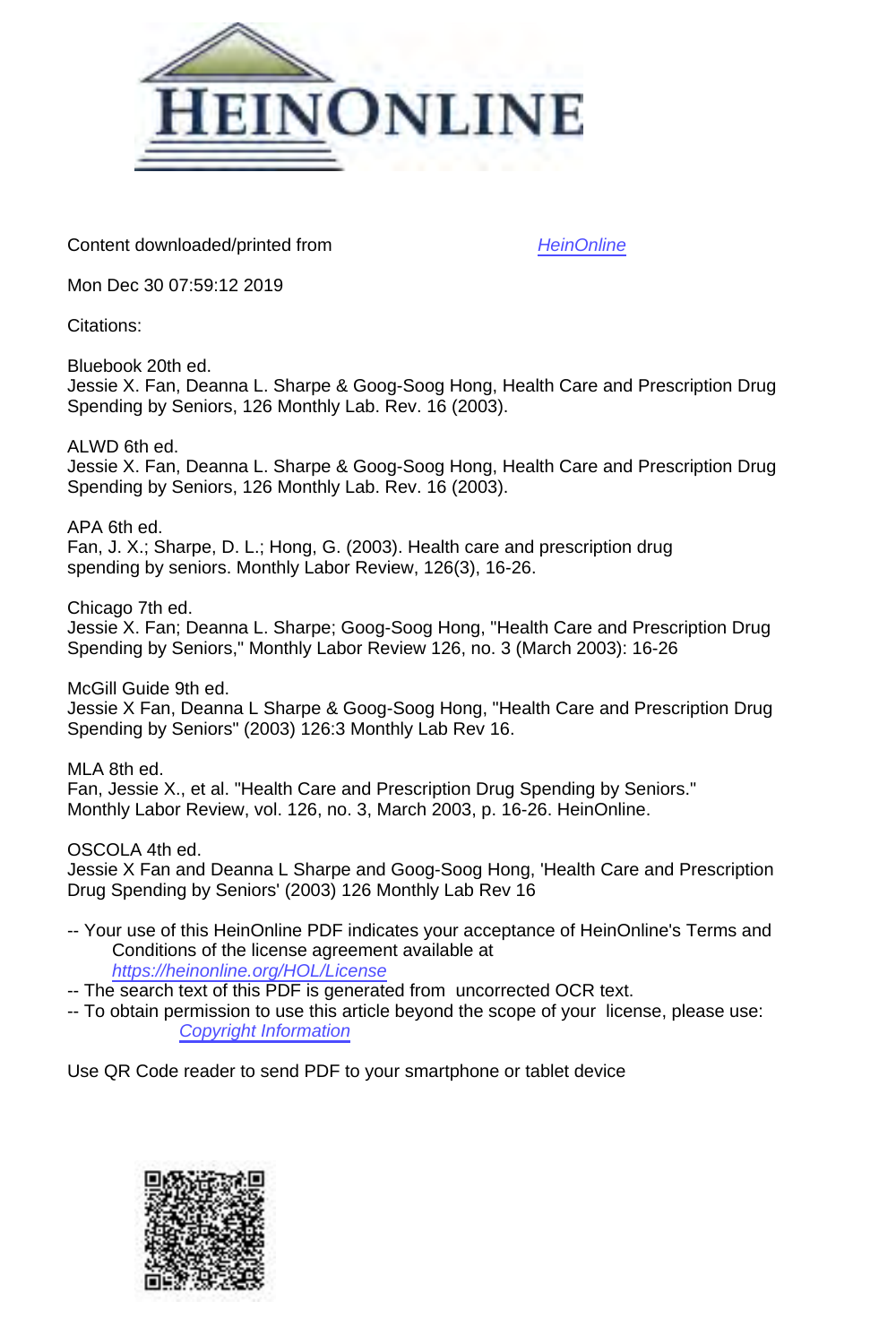HEINONLINE

Content downloaded/printed from HeinOnline

Mon Dec 30 07:59:12 2019

Citations:

Bluebook 20th ed.
Jessie X. Fan, Deanna L. Sharpe & Goog-Soog Hong, Health Care and Prescription Drug Spending by Seniors, 126 Monthly Lab. Rev. 16 (2003).

ALWD 6th ed.
Jessie X. Fan, Deanna L. Sharpe & Goog-Soog Hong, Health Care and Prescription Drug Spending by Seniors, 126 Monthly Lab. Rev. 16 (2003).

APA 6th ed.
Fan, J. X.; Sharpe, D. L.; Hong, G. (2003). Health care and prescription drug spending by seniors. Monthly Labor Review, 126(3), 16-26.

Chicago 7th ed.
Jessie X. Fan; Deanna L. Sharpe; Goog-Soog Hong, "Health Care and Prescription Drug Spending by Seniors," Monthly Labor Review 126, no. 3 (March 2003): 16-26

McGill Guide 9th ed.
Jessie X Fan, Deanna L Sharpe & Goog-Soog Hong, "Health Care and Prescription Drug Spending by Seniors" (2003) 126:3 Monthly Lab Rev 16.

MLA 8th ed.
Fan, Jessie X., et al. "Health Care and Prescription Drug Spending by Seniors." Monthly Labor Review, vol. 126, no. 3, March 2003, p. 16-26. HeinOnline.

OSCOLA 4th ed.
Jessie X Fan and Deanna L Sharpe and Goog-Soog Hong, 'Health Care and Prescription Drug Spending by Seniors' (2003) 126 Monthly Lab Rev 16

-- Your use of this HeinOnline PDF indicates your acceptance of HeinOnline's Terms and Conditions of the license agreement available at https://heinonline.org/HOL/License
-- The search text of this PDF is generated from uncorrected OCR text.
-- To obtain permission to use this article beyond the scope of your license, please use: Copyright Information

Use QR Code reader to send PDF to your smartphone or tablet device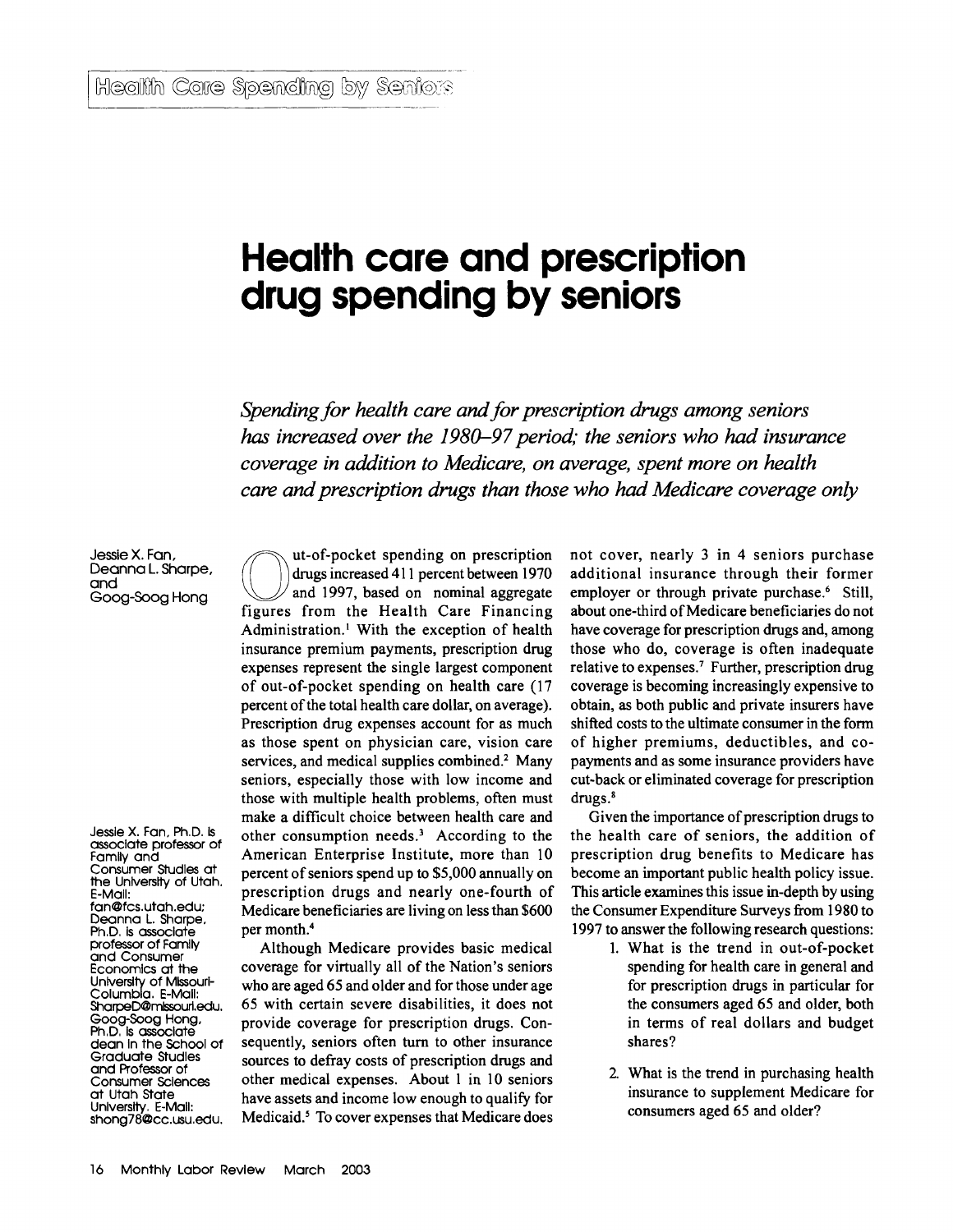# Health care and prescription drug spending by seniors

*Spending for health care and for prescription drugs among seniors has increased over the 1980–97 period; the seniors who had insurance coverage in addition to Medicare, on average, spent more on health care and prescription drugs than those who had Medicare coverage only*

Jessie X. Fan, Deanna L. Sharpe, and Goog-Soog Hong

Jessie X. Fan, Ph.D. is associate professor of Family and Consumer Studies at the University of Utah. E-Mail: fan@fcs.utah.edu; Deanna L. Sharpe, Ph.D. is associate professor of Family and Consumer Economics at the University of Missouri-Columbia. E-Mail: SharpeD@missouri.edu. Goog-Soog Hong, Ph.D. is associate dean in the School of Graduate Studies and Professor of Consumer Sciences at Utah State University. E-Mail: shong78@cc.usu.edu.

Out-of-pocket spending on prescription drugs increased 411 percent between 1970 and 1997, based on nominal aggregate figures from the Health Care Financing Administration.[1] With the exception of health insurance premium payments, prescription drug expenses represent the single largest component of out-of-pocket spending on health care (17 percent of the total health care dollar, on average). Prescription drug expenses account for as much as those spent on physician care, vision care services, and medical supplies combined.[2] Many seniors, especially those with low income and those with multiple health problems, often must make a difficult choice between health care and other consumption needs.[3] According to the American Enterprise Institute, more than 10 percent of seniors spend up to $5,000 annually on prescription drugs and nearly one-fourth of Medicare beneficiaries are living on less than $600 per month.[4]

Although Medicare provides basic medical coverage for virtually all of the Nation's seniors who are aged 65 and older and for those under age 65 with certain severe disabilities, it does not provide coverage for prescription drugs. Consequently, seniors often turn to other insurance sources to defray costs of prescription drugs and other medical expenses. About 1 in 10 seniors have assets and income low enough to qualify for Medicaid.[5] To cover expenses that Medicare does not cover, nearly 3 in 4 seniors purchase additional insurance through their former employer or through private purchase.[6] Still, about one-third of Medicare beneficiaries do not have coverage for prescription drugs and, among those who do, coverage is often inadequate relative to expenses.[7] Further, prescription drug coverage is becoming increasingly expensive to obtain, as both public and private insurers have shifted costs to the ultimate consumer in the form of higher premiums, deductibles, and co-payments and as some insurance providers have cut-back or eliminated coverage for prescription drugs.[8]

Given the importance of prescription drugs to the health care of seniors, the addition of prescription drug benefits to Medicare has become an important public health policy issue. This article examines this issue in-depth by using the Consumer Expenditure Surveys from 1980 to 1997 to answer the following research questions:

1. What is the trend in out-of-pocket spending for health care in general and for prescription drugs in particular for the consumers aged 65 and older, both in terms of real dollars and budget shares?

2. What is the trend in purchasing health insurance to supplement Medicare for consumers aged 65 and older?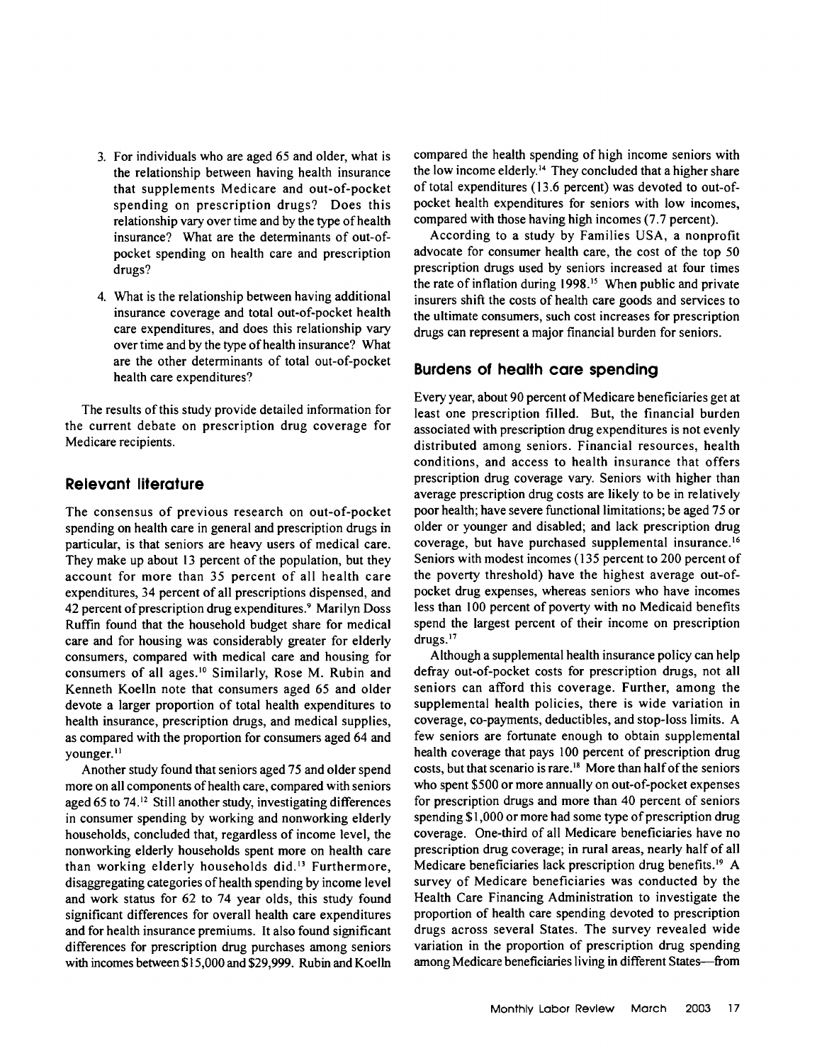3. For individuals who are aged 65 and older, what is the relationship between having health insurance that supplements Medicare and out-of-pocket spending on prescription drugs? Does this relationship vary over time and by the type of health insurance? What are the determinants of out-of-pocket spending on health care and prescription drugs?

4. What is the relationship between having additional insurance coverage and total out-of-pocket health care expenditures, and does this relationship vary over time and by the type of health insurance? What are the other determinants of total out-of-pocket health care expenditures?

The results of this study provide detailed information for the current debate on prescription drug coverage for Medicare recipients.

## Relevant literature

The consensus of previous research on out-of-pocket spending on health care in general and prescription drugs in particular, is that seniors are heavy users of medical care. They make up about 13 percent of the population, but they account for more than 35 percent of all health care expenditures, 34 percent of all prescriptions dispensed, and 42 percent of prescription drug expenditures.[9] Marilyn Doss Ruffin found that the household budget share for medical care and for housing was considerably greater for elderly consumers, compared with medical care and housing for consumers of all ages.[10] Similarly, Rose M. Rubin and Kenneth Koelln note that consumers aged 65 and older devote a larger proportion of total health expenditures to health insurance, prescription drugs, and medical supplies, as compared with the proportion for consumers aged 64 and younger.[11]

Another study found that seniors aged 75 and older spend more on all components of health care, compared with seniors aged 65 to 74.[12] Still another study, investigating differences in consumer spending by working and nonworking elderly households, concluded that, regardless of income level, the nonworking elderly households spent more on health care than working elderly households did.[13] Furthermore, disaggregating categories of health spending by income level and work status for 62 to 74 year olds, this study found significant differences for overall health care expenditures and for health insurance premiums. It also found significant differences for prescription drug purchases among seniors with incomes between $15,000 and $29,999. Rubin and Koelln compared the health spending of high income seniors with the low income elderly.[14] They concluded that a higher share of total expenditures (13.6 percent) was devoted to out-of-pocket health expenditures for seniors with low incomes, compared with those having high incomes (7.7 percent).

According to a study by Families USA, a nonprofit advocate for consumer health care, the cost of the top 50 prescription drugs used by seniors increased at four times the rate of inflation during 1998.[15] When public and private insurers shift the costs of health care goods and services to the ultimate consumers, such cost increases for prescription drugs can represent a major financial burden for seniors.

## Burdens of health care spending

Every year, about 90 percent of Medicare beneficiaries get at least one prescription filled. But, the financial burden associated with prescription drug expenditures is not evenly distributed among seniors. Financial resources, health conditions, and access to health insurance that offers prescription drug coverage vary. Seniors with higher than average prescription drug costs are likely to be in relatively poor health; have severe functional limitations; be aged 75 or older or younger and disabled; and lack prescription drug coverage, but have purchased supplemental insurance.[16] Seniors with modest incomes (135 percent to 200 percent of the poverty threshold) have the highest average out-of-pocket drug expenses, whereas seniors who have incomes less than 100 percent of poverty with no Medicaid benefits spend the largest percent of their income on prescription drugs.[17]

Although a supplemental health insurance policy can help defray out-of-pocket costs for prescription drugs, not all seniors can afford this coverage. Further, among the supplemental health policies, there is wide variation in coverage, co-payments, deductibles, and stop-loss limits. A few seniors are fortunate enough to obtain supplemental health coverage that pays 100 percent of prescription drug costs, but that scenario is rare.[18] More than half of the seniors who spent $500 or more annually on out-of-pocket expenses for prescription drugs and more than 40 percent of seniors spending $1,000 or more had some type of prescription drug coverage. One-third of all Medicare beneficiaries have no prescription drug coverage; in rural areas, nearly half of all Medicare beneficiaries lack prescription drug benefits.[19] A survey of Medicare beneficiaries was conducted by the Health Care Financing Administration to investigate the proportion of health care spending devoted to prescription drugs across several States. The survey revealed wide variation in the proportion of prescription drug spending among Medicare beneficiaries living in different States—from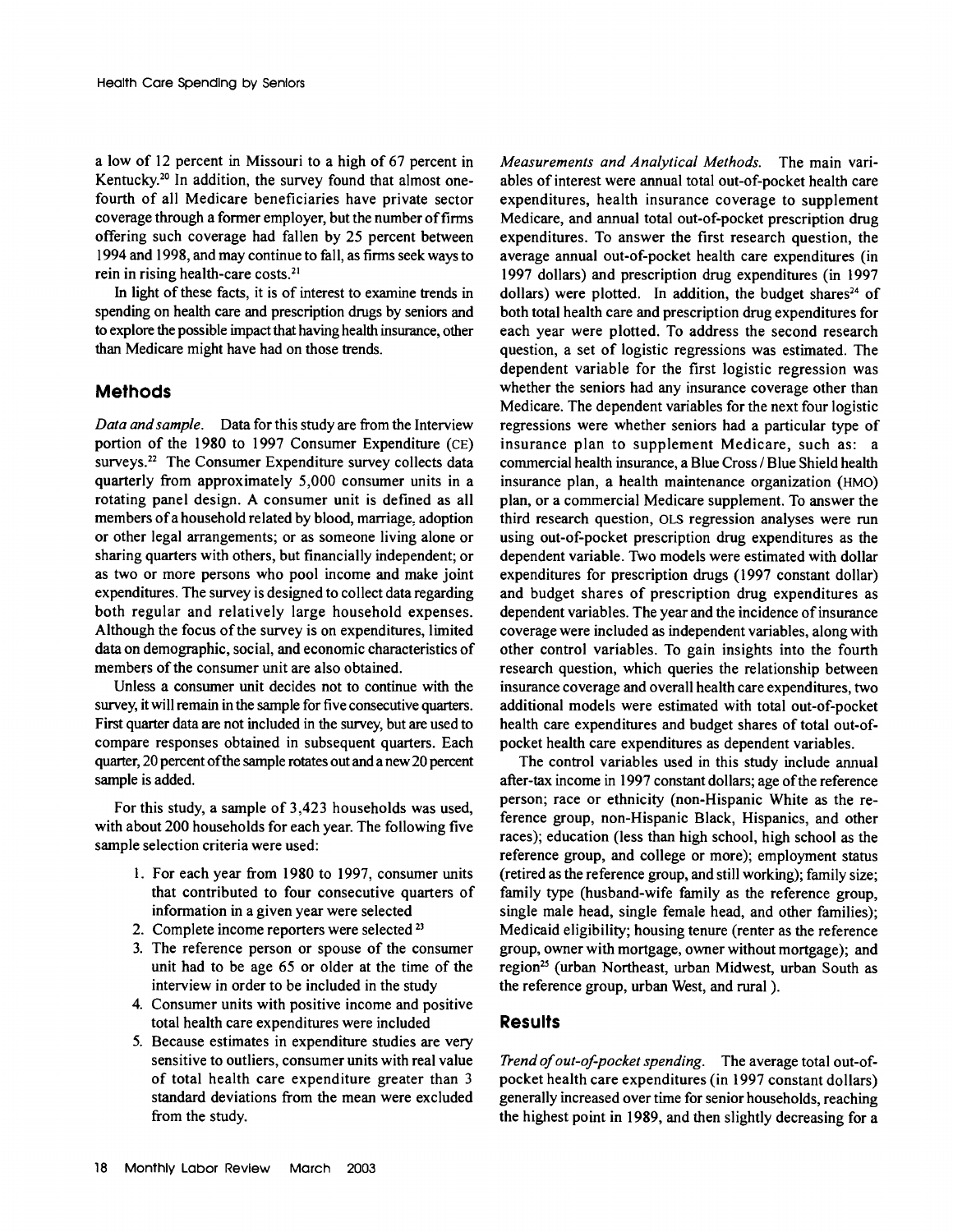a low of 12 percent in Missouri to a high of 67 percent in Kentucky.[20] In addition, the survey found that almost one-fourth of all Medicare beneficiaries have private sector coverage through a former employer, but the number of firms offering such coverage had fallen by 25 percent between 1994 and 1998, and may continue to fall, as firms seek ways to rein in rising health-care costs.[21]

In light of these facts, it is of interest to examine trends in spending on health care and prescription drugs by seniors and to explore the possible impact that having health insurance, other than Medicare might have had on those trends.

## Methods

*Data and sample.* Data for this study are from the Interview portion of the 1980 to 1997 Consumer Expenditure (CE) surveys.[22] The Consumer Expenditure survey collects data quarterly from approximately 5,000 consumer units in a rotating panel design. A consumer unit is defined as all members of a household related by blood, marriage, adoption or other legal arrangements; or as someone living alone or sharing quarters with others, but financially independent; or as two or more persons who pool income and make joint expenditures. The survey is designed to collect data regarding both regular and relatively large household expenses. Although the focus of the survey is on expenditures, limited data on demographic, social, and economic characteristics of members of the consumer unit are also obtained.

Unless a consumer unit decides not to continue with the survey, it will remain in the sample for five consecutive quarters. First quarter data are not included in the survey, but are used to compare responses obtained in subsequent quarters. Each quarter, 20 percent of the sample rotates out and a new 20 percent sample is added.

For this study, a sample of 3,423 households was used, with about 200 households for each year. The following five sample selection criteria were used:

1. For each year from 1980 to 1997, consumer units that contributed to four consecutive quarters of information in a given year were selected
2. Complete income reporters were selected [23]
3. The reference person or spouse of the consumer unit had to be age 65 or older at the time of the interview in order to be included in the study
4. Consumer units with positive income and positive total health care expenditures were included
5. Because estimates in expenditure studies are very sensitive to outliers, consumer units with real value of total health care expenditure greater than 3 standard deviations from the mean were excluded from the study.

*Measurements and Analytical Methods.* The main variables of interest were annual total out-of-pocket health care expenditures, health insurance coverage to supplement Medicare, and annual total out-of-pocket prescription drug expenditures. To answer the first research question, the average annual out-of-pocket health care expenditures (in 1997 dollars) and prescription drug expenditures (in 1997 dollars) were plotted. In addition, the budget shares[24] of both total health care and prescription drug expenditures for each year were plotted. To address the second research question, a set of logistic regressions was estimated. The dependent variable for the first logistic regression was whether the seniors had any insurance coverage other than Medicare. The dependent variables for the next four logistic regressions were whether seniors had a particular type of insurance plan to supplement Medicare, such as: a commercial health insurance, a Blue Cross / Blue Shield health insurance plan, a health maintenance organization (HMO) plan, or a commercial Medicare supplement. To answer the third research question, OLS regression analyses were run using out-of-pocket prescription drug expenditures as the dependent variable. Two models were estimated with dollar expenditures for prescription drugs (1997 constant dollar) and budget shares of prescription drug expenditures as dependent variables. The year and the incidence of insurance coverage were included as independent variables, along with other control variables. To gain insights into the fourth research question, which queries the relationship between insurance coverage and overall health care expenditures, two additional models were estimated with total out-of-pocket health care expenditures and budget shares of total out-of-pocket health care expenditures as dependent variables.

The control variables used in this study include annual after-tax income in 1997 constant dollars; age of the reference person; race or ethnicity (non-Hispanic White as the reference group, non-Hispanic Black, Hispanics, and other races); education (less than high school, high school as the reference group, and college or more); employment status (retired as the reference group, and still working); family size; family type (husband-wife family as the reference group, single male head, single female head, and other families); Medicaid eligibility; housing tenure (renter as the reference group, owner with mortgage, owner without mortgage); and region[25] (urban Northeast, urban Midwest, urban South as the reference group, urban West, and rural ).

## Results

*Trend of out-of-pocket spending.* The average total out-of-pocket health care expenditures (in 1997 constant dollars) generally increased over time for senior households, reaching the highest point in 1989, and then slightly decreasing for a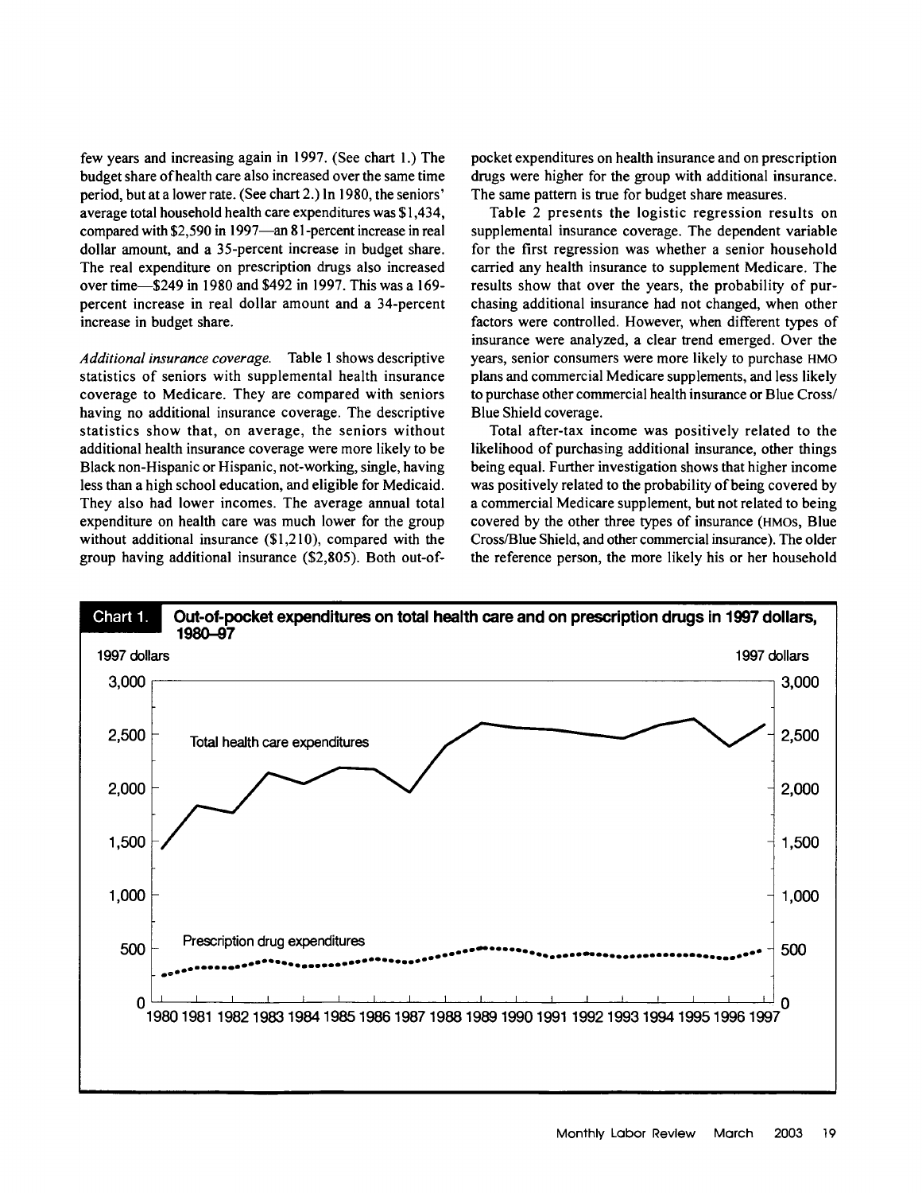few years and increasing again in 1997. (See chart 1.) The budget share of health care also increased over the same time period, but at a lower rate. (See chart 2.) In 1980, the seniors' average total household health care expenditures was $1,434, compared with $2,590 in 1997—an 81-percent increase in real dollar amount, and a 35-percent increase in budget share. The real expenditure on prescription drugs also increased over time—$249 in 1980 and $492 in 1997. This was a 169-percent increase in real dollar amount and a 34-percent increase in budget share.

*Additional insurance coverage.* Table 1 shows descriptive statistics of seniors with supplemental health insurance coverage to Medicare. They are compared with seniors having no additional insurance coverage. The descriptive statistics show that, on average, the seniors without additional health insurance coverage were more likely to be Black non-Hispanic or Hispanic, not-working, single, having less than a high school education, and eligible for Medicaid. They also had lower incomes. The average annual total expenditure on health care was much lower for the group without additional insurance ($1,210), compared with the group having additional insurance ($2,805). Both out-of-pocket expenditures on health insurance and on prescription drugs were higher for the group with additional insurance. The same pattern is true for budget share measures.

Table 2 presents the logistic regression results on supplemental insurance coverage. The dependent variable for the first regression was whether a senior household carried any health insurance to supplement Medicare. The results show that over the years, the probability of purchasing additional insurance had not changed, when other factors were controlled. However, when different types of insurance were analyzed, a clear trend emerged. Over the years, senior consumers were more likely to purchase HMO plans and commercial Medicare supplements, and less likely to purchase other commercial health insurance or Blue Cross/Blue Shield coverage.

Total after-tax income was positively related to the likelihood of purchasing additional insurance, other things being equal. Further investigation shows that higher income was positively related to the probability of being covered by a commercial Medicare supplement, but not related to being covered by the other three types of insurance (HMOs, Blue Cross/Blue Shield, and other commercial insurance). The older the reference person, the more likely his or her household

**Chart 1. Out-of-pocket expenditures on total health care and on prescription drugs in 1997 dollars, 1980–97**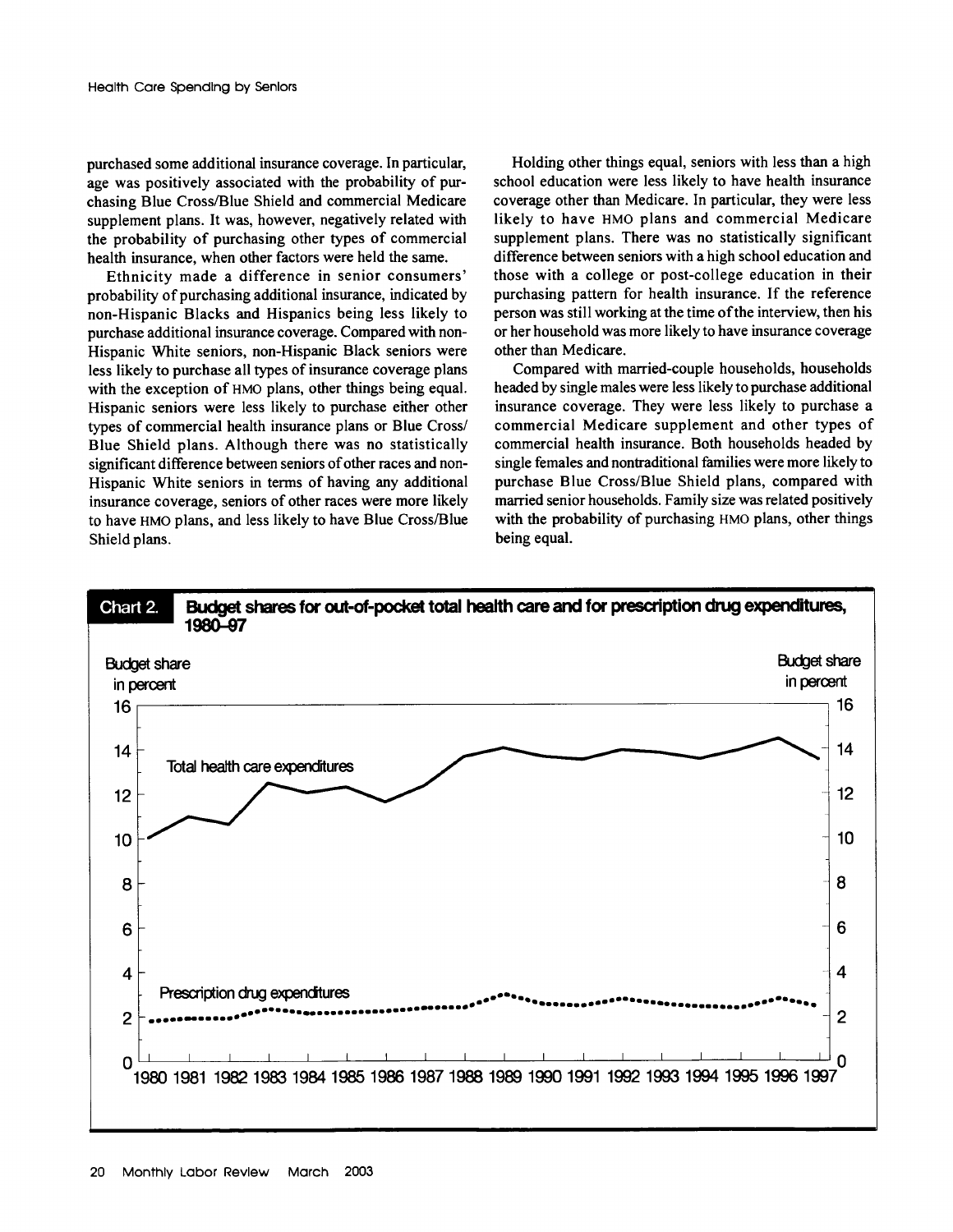purchased some additional insurance coverage. In particular, age was positively associated with the probability of purchasing Blue Cross/Blue Shield and commercial Medicare supplement plans. It was, however, negatively related with the probability of purchasing other types of commercial health insurance, when other factors were held the same.

Ethnicity made a difference in senior consumers' probability of purchasing additional insurance, indicated by non-Hispanic Blacks and Hispanics being less likely to purchase additional insurance coverage. Compared with non-Hispanic White seniors, non-Hispanic Black seniors were less likely to purchase all types of insurance coverage plans with the exception of HMO plans, other things being equal. Hispanic seniors were less likely to purchase either other types of commercial health insurance plans or Blue Cross/Blue Shield plans. Although there was no statistically significant difference between seniors of other races and non-Hispanic White seniors in terms of having any additional insurance coverage, seniors of other races were more likely to have HMO plans, and less likely to have Blue Cross/Blue Shield plans.

Holding other things equal, seniors with less than a high school education were less likely to have health insurance coverage other than Medicare. In particular, they were less likely to have HMO plans and commercial Medicare supplement plans. There was no statistically significant difference between seniors with a high school education and those with a college or post-college education in their purchasing pattern for health insurance. If the reference person was still working at the time of the interview, then his or her household was more likely to have insurance coverage other than Medicare.

Compared with married-couple households, households headed by single males were less likely to purchase additional insurance coverage. They were less likely to purchase a commercial Medicare supplement and other types of commercial health insurance. Both households headed by single females and nontraditional families were more likely to purchase Blue Cross/Blue Shield plans, compared with married senior households. Family size was related positively with the probability of purchasing HMO plans, other things being equal.

**Chart 2. Budget shares for out-of-pocket total health care and for prescription drug expenditures, 1980–97**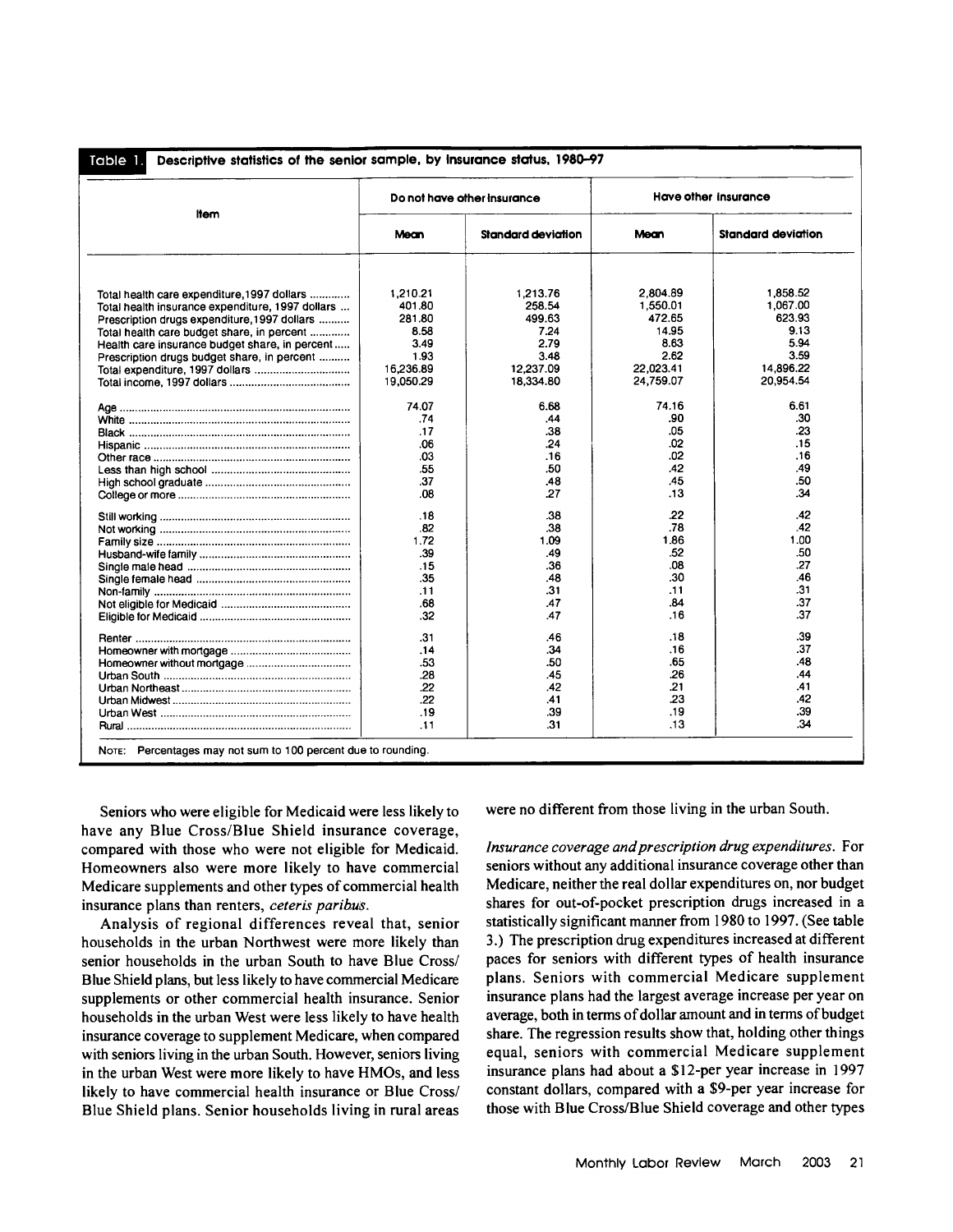**Table 1. Descriptive statistics of the senior sample, by insurance status, 1980–97**

| Item | Do not have other insurance | | Have other insurance | |
|---|---|---|---|---|
| | Mean | Standard deviation | Mean | Standard deviation |
| Total health care expenditure, 1997 dollars | 1,210.21 | 1,213.76 | 2,804.89 | 1,858.52 |
| Total health insurance expenditure, 1997 dollars | 401.80 | 258.54 | 1,550.01 | 1,067.00 |
| Prescription drugs expenditure, 1997 dollars | 281.80 | 499.63 | 472.65 | 623.93 |
| Total health care budget share, in percent | 8.58 | 7.24 | 14.95 | 9.13 |
| Health care insurance budget share, in percent | 3.49 | 2.79 | 8.63 | 5.94 |
| Prescription drugs budget share, in percent | 1.93 | 3.48 | 2.62 | 3.59 |
| Total expenditure, 1997 dollars | 16,236.89 | 12,237.09 | 22,023.41 | 14,896.22 |
| Total income, 1997 dollars | 19,050.29 | 18,334.80 | 24,759.07 | 20,954.54 |
| Age | 74.07 | 6.68 | 74.16 | 6.61 |
| White | .74 | .44 | .90 | .30 |
| Black | .17 | .38 | .05 | .23 |
| Hispanic | .06 | .24 | .02 | .15 |
| Other race | .03 | .16 | .02 | .16 |
| Less than high school | .55 | .50 | .42 | .49 |
| High school graduate | .37 | .48 | .45 | .50 |
| College or more | .08 | .27 | .13 | .34 |
| Still working | .18 | .38 | .22 | .42 |
| Not working | .82 | .38 | .78 | .42 |
| Family size | 1.72 | 1.09 | 1.86 | 1.00 |
| Husband-wife family | .39 | .49 | .52 | .50 |
| Single male head | .15 | .36 | .08 | .27 |
| Single female head | .35 | .48 | .30 | .46 |
| Non-family | .11 | .31 | .11 | .31 |
| Not eligible for Medicaid | .68 | .47 | .84 | .37 |
| Eligible for Medicaid | .32 | .47 | .16 | .37 |
| Renter | .31 | .46 | .18 | .39 |
| Homeowner with mortgage | .14 | .34 | .16 | .37 |
| Homeowner without mortgage | .53 | .50 | .65 | .48 |
| Urban South | .28 | .45 | .26 | .44 |
| Urban Northeast | .22 | .42 | .21 | .41 |
| Urban Midwest | .22 | .41 | .23 | .42 |
| Urban West | .19 | .39 | .19 | .39 |
| Rural | .11 | .31 | .13 | .34 |

NOTE: Percentages may not sum to 100 percent due to rounding.

Seniors who were eligible for Medicaid were less likely to have any Blue Cross/Blue Shield insurance coverage, compared with those who were not eligible for Medicaid. Homeowners also were more likely to have commercial Medicare supplements and other types of commercial health insurance plans than renters, *ceteris paribus*.

Analysis of regional differences reveal that, senior households in the urban Northwest were more likely than senior households in the urban South to have Blue Cross/Blue Shield plans, but less likely to have commercial Medicare supplements or other commercial health insurance. Senior households in the urban West were less likely to have health insurance coverage to supplement Medicare, when compared with seniors living in the urban South. However, seniors living in the urban West were more likely to have HMOs, and less likely to have commercial health insurance or Blue Cross/Blue Shield plans. Senior households living in rural areas were no different from those living in the urban South.

*Insurance coverage and prescription drug expenditures.* For seniors without any additional insurance coverage other than Medicare, neither the real dollar expenditures on, nor budget shares for out-of-pocket prescription drugs increased in a statistically significant manner from 1980 to 1997. (See table 3.) The prescription drug expenditures increased at different paces for seniors with different types of health insurance plans. Seniors with commercial Medicare supplement insurance plans had the largest average increase per year on average, both in terms of dollar amount and in terms of budget share. The regression results show that, holding other things equal, seniors with commercial Medicare supplement insurance plans had about a $12-per year increase in 1997 constant dollars, compared with a $9-per year increase for those with Blue Cross/Blue Shield coverage and other types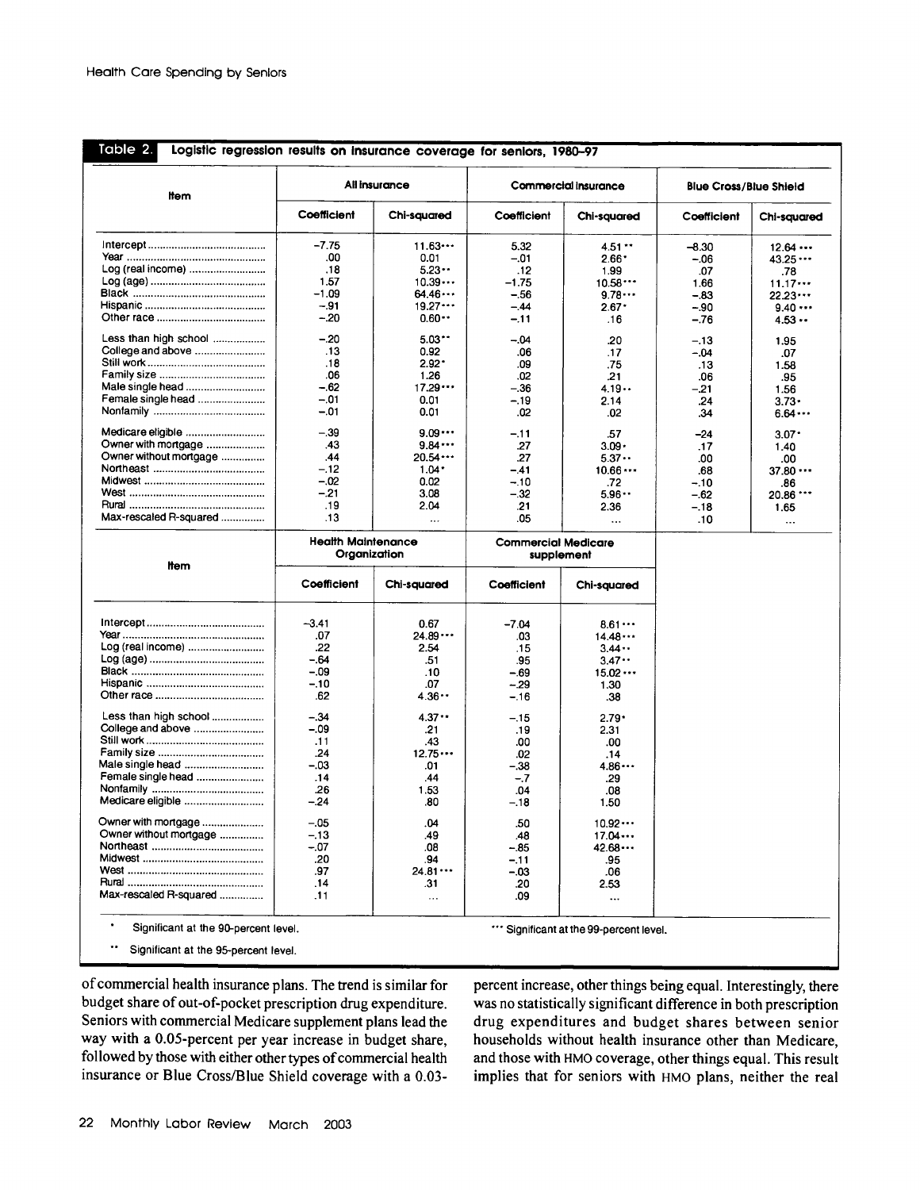**Table 2. Logistic regression results on insurance coverage for seniors, 1980–97**

| Item | All insurance | | Commercial insurance | | Blue Cross/Blue Shield | |
|---|---|---|---|---|---|---|
| | Coefficient | Chi-squared | Coefficient | Chi-squared | Coefficient | Chi-squared |
| Intercept | −7.75 | 11.63*** | 5.32 | 4.51** | −8.30 | 12.64*** |
| Year | .00 | 0.01 | −.01 | 2.66* | −.06 | 43.25*** |
| Log (real income) | .18 | 5.23** | .12 | 1.99 | .07 | .78 |
| Log (age) | 1.57 | 10.39*** | −1.75 | 10.58*** | 1.66 | 11.17*** |
| Black | −1.09 | 64.46*** | −.56 | 9.78*** | −.83 | 22.23*** |
| Hispanic | −.91 | 19.27*** | −.44 | 2.67* | −.90 | 9.40*** |
| Other race | −.20 | 0.60** | −.11 | .16 | −.76 | 4.53** |
| Less than high school | −.20 | 5.03** | −.04 | .20 | −.13 | 1.95 |
| College and above | .13 | 0.92 | .06 | .17 | −.04 | .07 |
| Still work | .18 | 2.92* | .09 | .75 | .13 | 1.58 |
| Family size | .06 | 1.26 | .02 | .21 | .06 | .95 |
| Male single head | −.62 | 17.29*** | −.36 | 4.19** | −.21 | 1.56 |
| Female single head | −.01 | 0.01 | −.19 | 2.14 | .24 | 3.73* |
| Nonfamily | −.01 | 0.01 | .02 | .02 | .34 | 6.64*** |
| Medicare eligible | −.39 | 9.09*** | −.11 | .57 | −24 | 3.07* |
| Owner with mortgage | .43 | 9.84*** | .27 | 3.09* | .17 | 1.40 |
| Owner without mortgage | .44 | 20.54*** | .27 | 5.37** | .00 | .00 |
| Northeast | −.12 | 1.04* | −.41 | 10.66*** | .68 | 37.80*** |
| Midwest | −.02 | 0.02 | −.10 | .72 | −.10 | .86 |
| West | −.21 | 3.08 | −.32 | 5.96** | −.62 | 20.86*** |
| Rural | .19 | 2.04 | .21 | 2.36 | −.18 | 1.65 |
| Max-rescaled R-squared | .13 | ... | .05 | ... | .10 | ... |

| Item | Health Maintenance Organization | | Commercial Medicare supplement | |
|---|---|---|---|---|
| | Coefficient | Chi-squared | Coefficient | Chi-squared |
| Intercept | −3.41 | 0.67 | −7.04 | 8.61*** |
| Year | .07 | 24.89*** | .03 | 14.48*** |
| Log (real income) | .22 | 2.54 | .15 | 3.44** |
| Log (age) | −.64 | .51 | .95 | 3.47** |
| Black | −.09 | .10 | −.69 | 15.02*** |
| Hispanic | −.10 | .07 | −.29 | 1.30 |
| Other race | .62 | 4.36** | −.16 | .38 |
| Less than high school | −.34 | 4.37** | −.15 | 2.79* |
| College and above | −.09 | .21 | .19 | 2.31 |
| Still work | .11 | .43 | .00 | .00 |
| Family size | .24 | 12.75*** | .02 | .14 |
| Male single head | −.03 | .01 | −.38 | 4.86*** |
| Female single head | .14 | .44 | −.7 | .29 |
| Nonfamily | .26 | 1.53 | .04 | .08 |
| Medicare eligible | −.24 | .80 | −.18 | 1.50 |
| Owner with mortgage | −.05 | .04 | .50 | 10.92*** |
| Owner without mortgage | −.13 | .49 | .48 | 17.04*** |
| Northeast | −.07 | .08 | −.85 | 42.68*** |
| Midwest | .20 | .94 | −.11 | .95 |
| West | .97 | 24.81*** | −.03 | .06 |
| Rural | .14 | .31 | .20 | 2.53 |
| Max-rescaled R-squared | .11 | ... | .09 | ... |

\* Significant at the 90-percent level.

\** Significant at the 95-percent level.

\*** Significant at the 99-percent level.

of commercial health insurance plans. The trend is similar for budget share of out-of-pocket prescription drug expenditure. Seniors with commercial Medicare supplement plans lead the way with a 0.05-percent per year increase in budget share, followed by those with either other types of commercial health insurance or Blue Cross/Blue Shield coverage with a 0.03-percent increase, other things being equal. Interestingly, there was no statistically significant difference in both prescription drug expenditures and budget shares between senior households without health insurance other than Medicare, and those with HMO coverage, other things equal. This result implies that for seniors with HMO plans, neither the real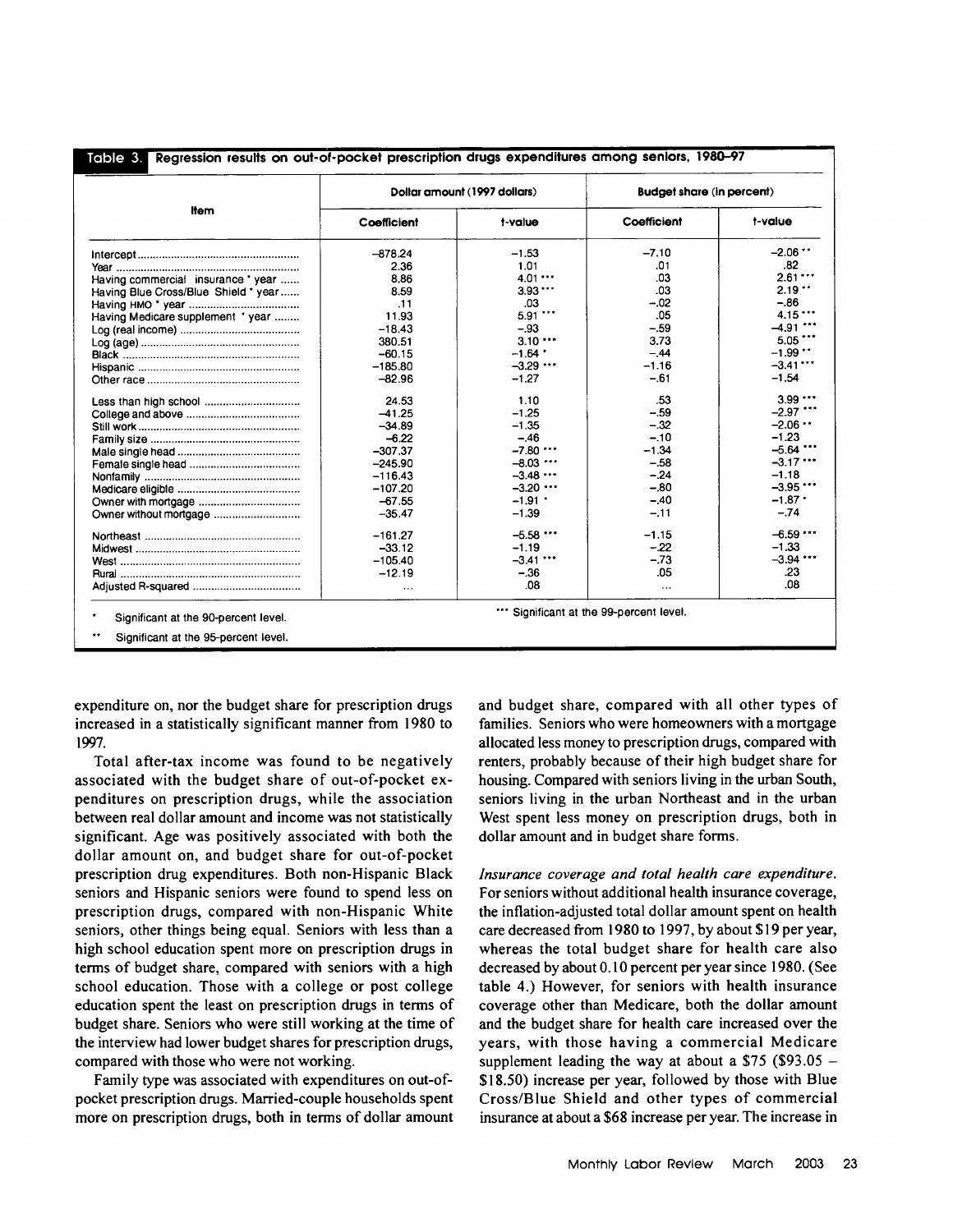**Table 3. Regression results on out-of-pocket prescription drugs expenditures among seniors, 1980–97**

| Item | Dollar amount (1997 dollars) | | Budget share (in percent) | |
|---|---|---|---|---|
| | Coefficient | t-value | Coefficient | t-value |
| Intercept | –878.24 | –1.53 | –7.10 | –2.06 ** |
| Year | 2.36 | 1.01 | .01 | .82 |
| Having commercial insurance * year | 8.86 | 4.01 *** | .03 | 2.61 *** |
| Having Blue Cross/Blue Shield * year | 8.59 | 3.93 *** | .03 | 2.19 ** |
| Having HMO * year | .11 | .03 | –.02 | –.86 |
| Having Medicare supplement * year | 11.93 | 5.91 *** | .05 | 4.15 *** |
| Log (real income) | –18.43 | –.93 | –.59 | –4.91 *** |
| Log (age) | 380.51 | 3.10 *** | 3.73 | 5.05 *** |
| Black | –60.15 | –1.64 * | –.44 | –1.99 ** |
| Hispanic | –185.80 | –3.29 *** | –1.16 | –3.41 *** |
| Other race | –82.96 | –1.27 | –.61 | –1.54 |
| Less than high school | 24.53 | 1.10 | .53 | 3.99 *** |
| College and above | –41.25 | –1.25 | –.59 | –2.97 *** |
| Still work | –34.89 | –1.35 | –.32 | –2.06 ** |
| Family size | –6.22 | –.46 | –.10 | –1.23 |
| Male single head | –307.37 | –7.80 *** | –1.34 | –5.64 *** |
| Female single head | –245.90 | –8.03 *** | –.58 | –3.17 *** |
| Nonfamily | –116.43 | –3.48 *** | –.24 | –1.18 |
| Medicare eligible | –107.20 | –3.20 *** | –.80 | –3.95 *** |
| Owner with mortgage | –67.55 | –1.91 * | –.40 | –1.87 * |
| Owner without mortgage | –35.47 | –1.39 | –.11 | –.74 |
| Northeast | –161.27 | –5.58 *** | –1.15 | –6.59 *** |
| Midwest | –33.12 | –1.19 | –.22 | –1.33 |
| West | –105.40 | –3.41 *** | –.73 | –3.94 *** |
| Rural | –12.19 | –.36 | .05 | .23 |
| Adjusted R-squared | ... | .08 | ... | .08 |

\* Significant at the 90-percent level.

\** Significant at the 95-percent level.

\*** Significant at the 99-percent level.

expenditure on, nor the budget share for prescription drugs increased in a statistically significant manner from 1980 to 1997.

Total after-tax income was found to be negatively associated with the budget share of out-of-pocket expenditures on prescription drugs, while the association between real dollar amount and income was not statistically significant. Age was positively associated with both the dollar amount on, and budget share for out-of-pocket prescription drug expenditures. Both non-Hispanic Black seniors and Hispanic seniors were found to spend less on prescription drugs, compared with non-Hispanic White seniors, other things being equal. Seniors with less than a high school education spent more on prescription drugs in terms of budget share, compared with seniors with a high school education. Those with a college or post college education spent the least on prescription drugs in terms of budget share. Seniors who were still working at the time of the interview had lower budget shares for prescription drugs, compared with those who were not working.

Family type was associated with expenditures on out-of-pocket prescription drugs. Married-couple households spent more on prescription drugs, both in terms of dollar amount and budget share, compared with all other types of families. Seniors who were homeowners with a mortgage allocated less money to prescription drugs, compared with renters, probably because of their high budget share for housing. Compared with seniors living in the urban South, seniors living in the urban Northeast and in the urban West spent less money on prescription drugs, both in dollar amount and in budget share forms.

*Insurance coverage and total health care expenditure.* For seniors without additional health insurance coverage, the inflation-adjusted total dollar amount spent on health care decreased from 1980 to 1997, by about $19 per year, whereas the total budget share for health care also decreased by about 0.10 percent per year since 1980. (See table 4.) However, for seniors with health insurance coverage other than Medicare, both the dollar amount and the budget share for health care increased over the years, with those having a commercial Medicare supplement leading the way at about a $75 ($93.05 – $18.50) increase per year, followed by those with Blue Cross/Blue Shield and other types of commercial insurance at about a $68 increase per year. The increase in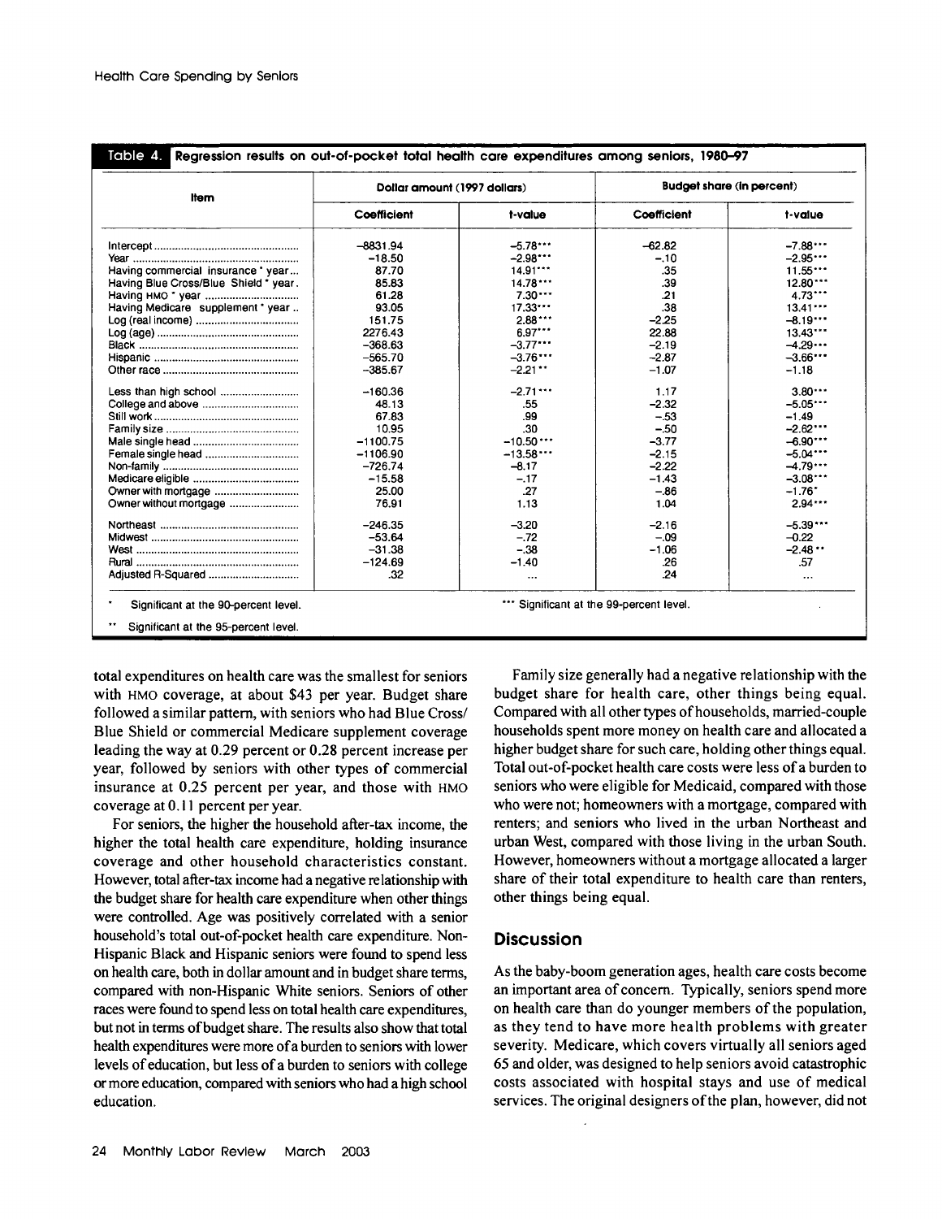Table 4. Regression results on out-of-pocket total health care expenditures among seniors, 1980–97

| Item | Dollar amount (1997 dollars) | | Budget share (in percent) | |
|---|---|---|---|---|
| | Coefficient | t-value | Coefficient | t-value |
| Intercept | −8831.94 | −5.78*** | −62.82 | −7.88*** |
| Year | −18.50 | −2.98*** | −.10 | −2.95*** |
| Having commercial insurance * year | 87.70 | 14.91*** | .35 | 11.55*** |
| Having Blue Cross/Blue Shield * year | 85.83 | 14.78*** | .39 | 12.80*** |
| Having HMO * year | 61.28 | 7.30*** | .21 | 4.73*** |
| Having Medicare supplement * year | 93.05 | 17.33*** | .38 | 13.41*** |
| Log (real income) | 151.75 | 2.88*** | −2.25 | −8.19*** |
| Log (age) | 2276.43 | 6.97*** | 22.88 | 13.43*** |
| Black | −368.63 | −3.77*** | −2.19 | −4.29*** |
| Hispanic | −565.70 | −3.76*** | −2.87 | −3.66*** |
| Other race | −385.67 | −2.21** | −1.07 | −1.18 |
| Less than high school | −160.36 | −2.71*** | 1.17 | 3.80*** |
| College and above | 48.13 | .55 | −2.32 | −5.05*** |
| Still work | 67.83 | .99 | −.53 | −1.49 |
| Family size | 10.95 | .30 | −.50 | −2.62*** |
| Male single head | −1100.75 | −10.50*** | −3.77 | −6.90*** |
| Female single head | −1106.90 | −13.58*** | −2.15 | −5.04*** |
| Non-family | −726.74 | −8.17 | −2.22 | −4.79*** |
| Medicare eligible | −15.58 | −.17 | −1.43 | −3.08*** |
| Owner with mortgage | 25.00 | .27 | −.86 | −1.76* |
| Owner without mortgage | 76.91 | 1.13 | 1.04 | 2.94*** |
| Northeast | −246.35 | −3.20 | −2.16 | −5.39*** |
| Midwest | −53.64 | −.72 | −.09 | −0.22 |
| West | −31.38 | −.38 | −1.06 | −2.48** |
| Rural | −124.69 | −1.40 | .26 | .57 |
| Adjusted R-Squared | .32 | ... | .24 | ... |

\* Significant at the 90-percent level.

\** Significant at the 95-percent level.

\*** Significant at the 99-percent level.

total expenditures on health care was the smallest for seniors with HMO coverage, at about $43 per year. Budget share followed a similar pattern, with seniors who had Blue Cross/Blue Shield or commercial Medicare supplement coverage leading the way at 0.29 percent or 0.28 percent increase per year, followed by seniors with other types of commercial insurance at 0.25 percent per year, and those with HMO coverage at 0.11 percent per year.

For seniors, the higher the household after-tax income, the higher the total health care expenditure, holding insurance coverage and other household characteristics constant. However, total after-tax income had a negative relationship with the budget share for health care expenditure when other things were controlled. Age was positively correlated with a senior household's total out-of-pocket health care expenditure. Non-Hispanic Black and Hispanic seniors were found to spend less on health care, both in dollar amount and in budget share terms, compared with non-Hispanic White seniors. Seniors of other races were found to spend less on total health care expenditures, but not in terms of budget share. The results also show that total health expenditures were more of a burden to seniors with lower levels of education, but less of a burden to seniors with college or more education, compared with seniors who had a high school education.

Family size generally had a negative relationship with the budget share for health care, other things being equal. Compared with all other types of households, married-couple households spent more money on health care and allocated a higher budget share for such care, holding other things equal. Total out-of-pocket health care costs were less of a burden to seniors who were eligible for Medicaid, compared with those who were not; homeowners with a mortgage, compared with renters; and seniors who lived in the urban Northeast and urban West, compared with those living in the urban South. However, homeowners without a mortgage allocated a larger share of their total expenditure to health care than renters, other things being equal.

## Discussion

As the baby-boom generation ages, health care costs become an important area of concern. Typically, seniors spend more on health care than do younger members of the population, as they tend to have more health problems with greater severity. Medicare, which covers virtually all seniors aged 65 and older, was designed to help seniors avoid catastrophic costs associated with hospital stays and use of medical services. The original designers of the plan, however, did not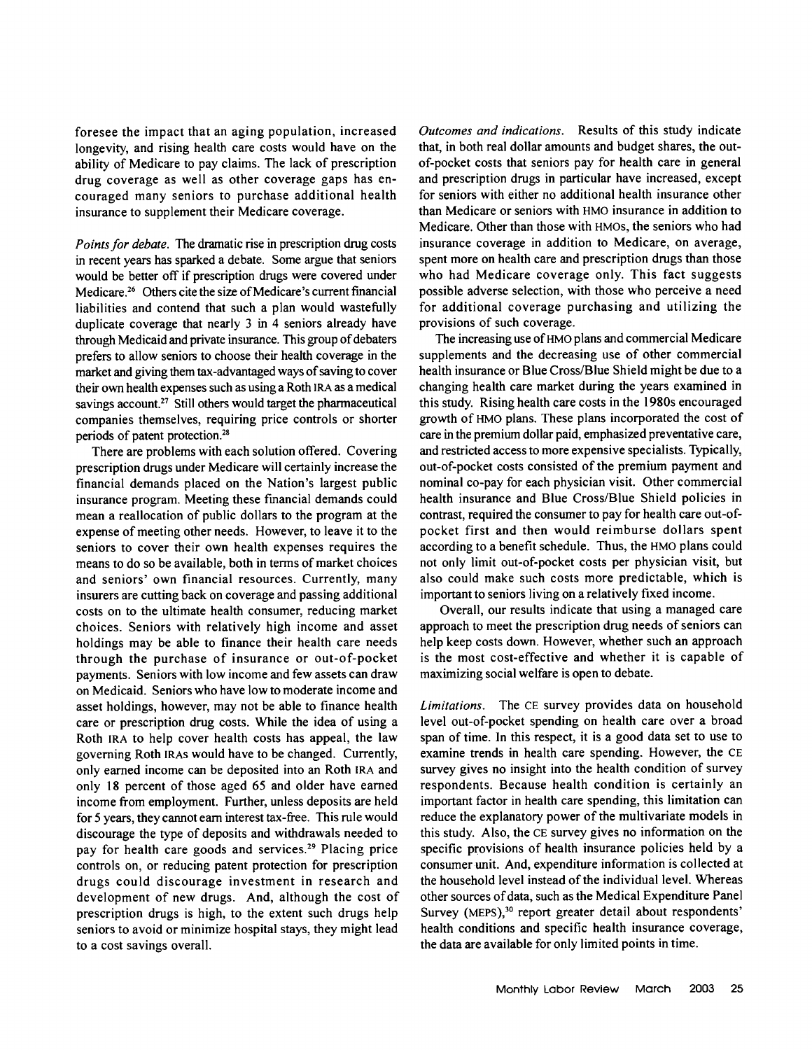foresee the impact that an aging population, increased longevity, and rising health care costs would have on the ability of Medicare to pay claims. The lack of prescription drug coverage as well as other coverage gaps has encouraged many seniors to purchase additional health insurance to supplement their Medicare coverage.

*Points for debate.* The dramatic rise in prescription drug costs in recent years has sparked a debate. Some argue that seniors would be better off if prescription drugs were covered under Medicare.[26] Others cite the size of Medicare's current financial liabilities and contend that such a plan would wastefully duplicate coverage that nearly 3 in 4 seniors already have through Medicaid and private insurance. This group of debaters prefers to allow seniors to choose their health coverage in the market and giving them tax-advantaged ways of saving to cover their own health expenses such as using a Roth IRA as a medical savings account.[27] Still others would target the pharmaceutical companies themselves, requiring price controls or shorter periods of patent protection.[28]

There are problems with each solution offered. Covering prescription drugs under Medicare will certainly increase the financial demands placed on the Nation's largest public insurance program. Meeting these financial demands could mean a reallocation of public dollars to the program at the expense of meeting other needs. However, to leave it to the seniors to cover their own health expenses requires the means to do so be available, both in terms of market choices and seniors' own financial resources. Currently, many insurers are cutting back on coverage and passing additional costs on to the ultimate health consumer, reducing market choices. Seniors with relatively high income and asset holdings may be able to finance their health care needs through the purchase of insurance or out-of-pocket payments. Seniors with low income and few assets can draw on Medicaid. Seniors who have low to moderate income and asset holdings, however, may not be able to finance health care or prescription drug costs. While the idea of using a Roth IRA to help cover health costs has appeal, the law governing Roth IRAs would have to be changed. Currently, only earned income can be deposited into an Roth IRA and only 18 percent of those aged 65 and older have earned income from employment. Further, unless deposits are held for 5 years, they cannot earn interest tax-free. This rule would discourage the type of deposits and withdrawals needed to pay for health care goods and services.[29] Placing price controls on, or reducing patent protection for prescription drugs could discourage investment in research and development of new drugs. And, although the cost of prescription drugs is high, to the extent such drugs help seniors to avoid or minimize hospital stays, they might lead to a cost savings overall.

*Outcomes and indications.* Results of this study indicate that, in both real dollar amounts and budget shares, the out-of-pocket costs that seniors pay for health care in general and prescription drugs in particular have increased, except for seniors with either no additional health insurance other than Medicare or seniors with HMO insurance in addition to Medicare. Other than those with HMOs, the seniors who had insurance coverage in addition to Medicare, on average, spent more on health care and prescription drugs than those who had Medicare coverage only. This fact suggests possible adverse selection, with those who perceive a need for additional coverage purchasing and utilizing the provisions of such coverage.

The increasing use of HMO plans and commercial Medicare supplements and the decreasing use of other commercial health insurance or Blue Cross/Blue Shield might be due to a changing health care market during the years examined in this study. Rising health care costs in the 1980s encouraged growth of HMO plans. These plans incorporated the cost of care in the premium dollar paid, emphasized preventative care, and restricted access to more expensive specialists. Typically, out-of-pocket costs consisted of the premium payment and nominal co-pay for each physician visit. Other commercial health insurance and Blue Cross/Blue Shield policies in contrast, required the consumer to pay for health care out-of-pocket first and then would reimburse dollars spent according to a benefit schedule. Thus, the HMO plans could not only limit out-of-pocket costs per physician visit, but also could make such costs more predictable, which is important to seniors living on a relatively fixed income.

Overall, our results indicate that using a managed care approach to meet the prescription drug needs of seniors can help keep costs down. However, whether such an approach is the most cost-effective and whether it is capable of maximizing social welfare is open to debate.

*Limitations.* The CE survey provides data on household level out-of-pocket spending on health care over a broad span of time. In this respect, it is a good data set to use to examine trends in health care spending. However, the CE survey gives no insight into the health condition of survey respondents. Because health condition is certainly an important factor in health care spending, this limitation can reduce the explanatory power of the multivariate models in this study. Also, the CE survey gives no information on the specific provisions of health insurance policies held by a consumer unit. And, expenditure information is collected at the household level instead of the individual level. Whereas other sources of data, such as the Medical Expenditure Panel Survey (MEPS),[30] report greater detail about respondents' health conditions and specific health insurance coverage, the data are available for only limited points in time.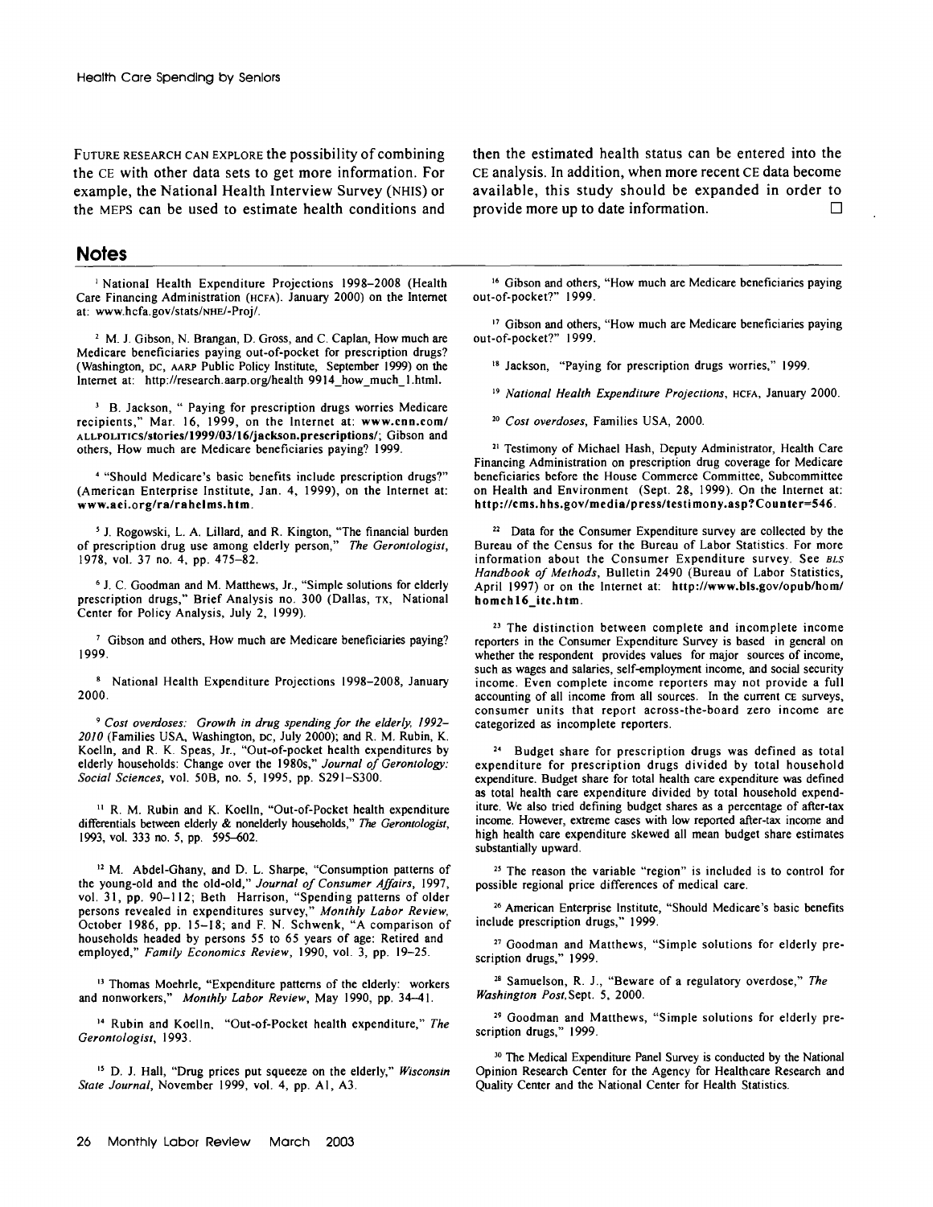FUTURE RESEARCH CAN EXPLORE the possibility of combining the CE with other data sets to get more information. For example, the National Health Interview Survey (NHIS) or the MEPS can be used to estimate health conditions and then the estimated health status can be entered into the CE analysis. In addition, when more recent CE data become available, this study should be expanded in order to provide more up to date information. □

## Notes

[1] National Health Expenditure Projections 1998–2008 (Health Care Financing Administration (HCFA). January 2000) on the Internet at: www.hcfa.gov/stats/NHE/-Proj/.

[2] M. J. Gibson, N. Brangan, D. Gross, and C. Caplan, How much are Medicare beneficiaries paying out-of-pocket for prescription drugs? (Washington, DC, AARP Public Policy Institute, September 1999) on the Internet at: http://research.aarp.org/health 9914_how_much_1.html.

[3] B. Jackson, " Paying for prescription drugs worries Medicare recipients," Mar. 16, 1999, on the Internet at: **www.cnn.com/ALLPOLITICS/stories/1999/03/16/jackson.prescriptions/**; Gibson and others, How much are Medicare beneficiaries paying? 1999.

[4] "Should Medicare's basic benefits include prescription drugs?" (American Enterprise Institute, Jan. 4, 1999), on the Internet at: **www.aei.org/ra/rahelms.htm**.

[5] J. Rogowski, L. A. Lillard, and R. Kington, "The financial burden of prescription drug use among elderly person," *The Gerontologist*, 1978, vol. 37 no. 4, pp. 475–82.

[6] J. C. Goodman and M. Matthews, Jr., "Simple solutions for elderly prescription drugs," Brief Analysis no. 300 (Dallas, TX, National Center for Policy Analysis, July 2, 1999).

[7] Gibson and others, How much are Medicare beneficiaries paying? 1999.

[8] National Health Expenditure Projections 1998–2008, January 2000.

[9] *Cost overdoses: Growth in drug spending for the elderly, 1992–2010* (Families USA, Washington, DC, July 2000); and R. M. Rubin, K. Koelln, and R. K. Speas, Jr., "Out-of-pocket health expenditures by elderly households: Change over the 1980s," *Journal of Gerontology: Social Sciences*, vol. 50B, no. 5, 1995, pp. S291–S300.

[11] R. M. Rubin and K. Koelln, "Out-of-Pocket health expenditure differentials between elderly & nonelderly households," *The Gerontologist*, 1993, vol. 333 no. 5, pp. 595–602.

[12] M. Abdel-Ghany, and D. L. Sharpe, "Consumption patterns of the young-old and the old-old," *Journal of Consumer Affairs*, 1997, vol. 31, pp. 90–112; Beth Harrison, "Spending patterns of older persons revealed in expenditures survey," *Monthly Labor Review*, October 1986, pp. 15–18; and F. N. Schwenk, "A comparison of households headed by persons 55 to 65 years of age: Retired and employed," *Family Economics Review*, 1990, vol. 3, pp. 19–25.

[13] Thomas Moehrle, "Expenditure patterns of the elderly: workers and nonworkers," *Monthly Labor Review*, May 1990, pp. 34–41.

[14] Rubin and Koelln, "Out-of-Pocket health expenditure," *The Gerontologist*, 1993.

[15] D. J. Hall, "Drug prices put squeeze on the elderly," *Wisconsin State Journal*, November 1999, vol. 4, pp. A1, A3.

[16] Gibson and others, "How much are Medicare beneficiaries paying out-of-pocket?" 1999.

[17] Gibson and others, "How much are Medicare beneficiaries paying out-of-pocket?" 1999.

[18] Jackson, "Paying for prescription drugs worries," 1999.

[19] *National Health Expenditure Projections*, HCFA, January 2000.

[20] *Cost overdoses*, Families USA, 2000.

[21] Testimony of Michael Hash, Deputy Administrator, Health Care Financing Administration on prescription drug coverage for Medicare beneficiaries before the House Commerce Committee, Subcommittee on Health and Environment (Sept. 28, 1999). On the Internet at: **http://cms.hhs.gov/media/press/testimony.asp?Counter=546**.

[22] Data for the Consumer Expenditure survey are collected by the Bureau of the Census for the Bureau of Labor Statistics. For more information about the Consumer Expenditure survey. See *BLS Handbook of Methods*, Bulletin 2490 (Bureau of Labor Statistics, April 1997) or on the Internet at: **http://www.bls.gov/opub/hom/homch16_itc.htm**.

[23] The distinction between complete and incomplete income reporters in the Consumer Expenditure Survey is based in general on whether the respondent provides values for major sources of income, such as wages and salaries, self-employment income, and social security income. Even complete income reporters may not provide a full accounting of all income from all sources. In the current CE surveys, consumer units that report across-the-board zero income are categorized as incomplete reporters.

[24] Budget share for prescription drugs was defined as total expenditure for prescription drugs divided by total household expenditure. Budget share for total health care expenditure was defined as total health care expenditure divided by total household expenditure. We also tried defining budget shares as a percentage of after-tax income. However, extreme cases with low reported after-tax income and high health care expenditure skewed all mean budget share estimates substantially upward.

[25] The reason the variable "region" is included is to control for possible regional price differences of medical care.

[26] American Enterprise Institute, "Should Medicare's basic benefits include prescription drugs," 1999.

[27] Goodman and Matthews, "Simple solutions for elderly prescription drugs," 1999.

[28] Samuelson, R. J., "Beware of a regulatory overdose," *The Washington Post*, Sept. 5, 2000.

[29] Goodman and Matthews, "Simple solutions for elderly prescription drugs," 1999.

[30] The Medical Expenditure Panel Survey is conducted by the National Opinion Research Center for the Agency for Healthcare Research and Quality Center and the National Center for Health Statistics.